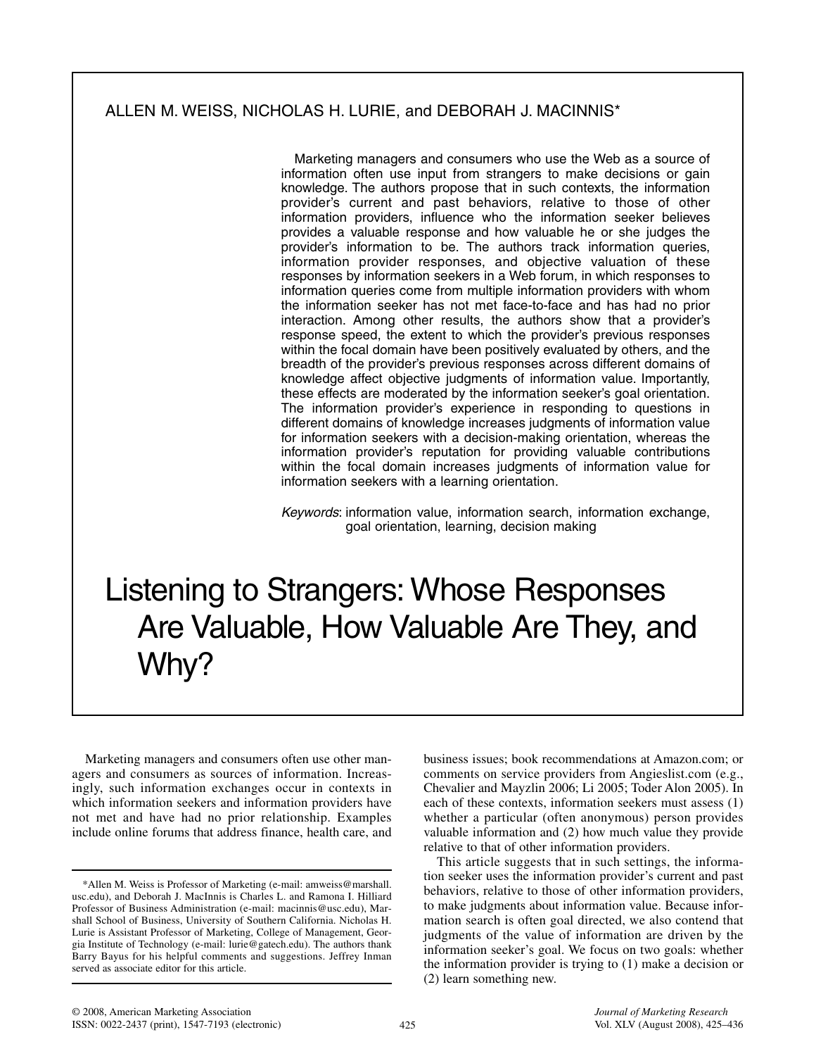ALLEN M. WEISS, NICHOLAS H. LURIE, and DEBORAH J. MACINNIS*

Marketing managers and consumers who use the Web as a source of information often use input from strangers to make decisions or gain knowledge. The authors propose that in such contexts, the information provider's current and past behaviors, relative to those of other information providers, influence who the information seeker believes provides a valuable response and how valuable he or she judges the provider's information to be. The authors track information queries, information provider responses, and objective valuation of these responses by information seekers in a Web forum, in which responses to information queries come from multiple information providers with whom the information seeker has not met face-to-face and has had no prior interaction. Among other results, the authors show that a provider's response speed, the extent to which the provider's previous responses within the focal domain have been positively evaluated by others, and the breadth of the provider's previous responses across different domains of knowledge affect objective judgments of information value. Importantly, these effects are moderated by the information seeker's goal orientation. The information provider's experience in responding to questions in different domains of knowledge increases judgments of information value for information seekers with a decision-making orientation, whereas the information provider's reputation for providing valuable contributions within the focal domain increases judgments of information value for information seekers with a learning orientation.

*Keywords*: information value, information search, information exchange, goal orientation, learning, decision making

# Listening to Strangers: Whose Responses Are Valuable, How Valuable Are They, and Why?

Marketing managers and consumers often use other managers and consumers as sources of information. Increasingly, such information exchanges occur in contexts in which information seekers and information providers have not met and have had no prior relationship. Examples include online forums that address finance, health care, and business issues; book recommendations at Amazon.com; or comments on service providers from Angieslist.com (e.g., Chevalier and Mayzlin 2006; Li 2005; Toder Alon 2005). In each of these contexts, information seekers must assess (1) whether a particular (often anonymous) person provides valuable information and (2) how much value they provide relative to that of other information providers.

This article suggests that in such settings, the information seeker uses the information provider's current and past behaviors, relative to those of other information providers, to make judgments about information value. Because information search is often goal directed, we also contend that judgments of the value of information are driven by the information seeker's goal. We focus on two goals: whether the information provider is trying to (1) make a decision or (2) learn something new.

*Allen M. Weiss is Professor of Marketing (e-mail: amweiss@marshall.usc.edu), and Deborah J. MacInnis is Charles L. and Ramona I. Hilliard Professor of Business Administration (e-mail: macinnis@usc.edu), Marshall School of Business, University of Southern California. Nicholas H. Lurie is Assistant Professor of Marketing, College of Management, Georgia Institute of Technology (e-mail: lurie@gatech.edu). The authors thank Barry Bayus for his helpful comments and suggestions. Jeffrey Inman served as associate editor for this article.

© 2008, American Marketing Association
ISSN: 0022-2437 (print), 1547-7193 (electronic)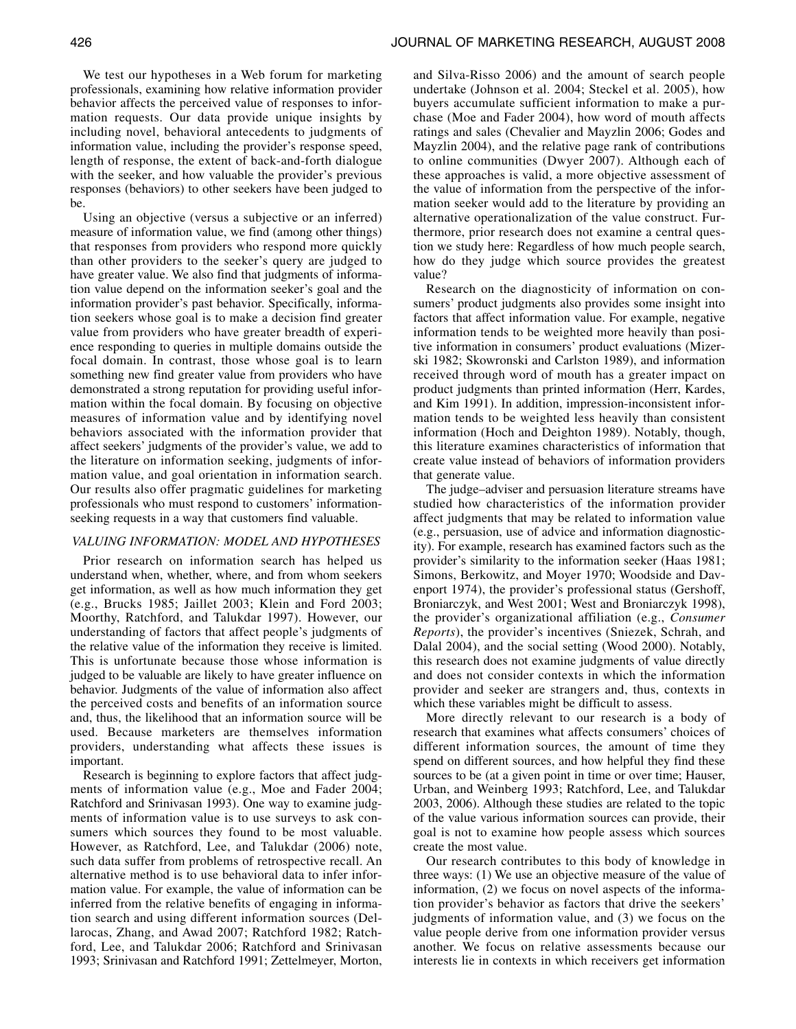We test our hypotheses in a Web forum for marketing professionals, examining how relative information provider behavior affects the perceived value of responses to information requests. Our data provide unique insights by including novel, behavioral antecedents to judgments of information value, including the provider's response speed, length of response, the extent of back-and-forth dialogue with the seeker, and how valuable the provider's previous responses (behaviors) to other seekers have been judged to be.

Using an objective (versus a subjective or an inferred) measure of information value, we find (among other things) that responses from providers who respond more quickly than other providers to the seeker's query are judged to have greater value. We also find that judgments of information value depend on the information seeker's goal and the information provider's past behavior. Specifically, information seekers whose goal is to make a decision find greater value from providers who have greater breadth of experience responding to queries in multiple domains outside the focal domain. In contrast, those whose goal is to learn something new find greater value from providers who have demonstrated a strong reputation for providing useful information within the focal domain. By focusing on objective measures of information value and by identifying novel behaviors associated with the information provider that affect seekers' judgments of the provider's value, we add to the literature on information seeking, judgments of information value, and goal orientation in information search. Our results also offer pragmatic guidelines for marketing professionals who must respond to customers' information-seeking requests in a way that customers find valuable.

## *VALUING INFORMATION: MODEL AND HYPOTHESES*

Prior research on information search has helped us understand when, whether, where, and from whom seekers get information, as well as how much information they get (e.g., Brucks 1985; Jaillet 2003; Klein and Ford 2003; Moorthy, Ratchford, and Talukdar 1997). However, our understanding of factors that affect people's judgments of the relative value of the information they receive is limited. This is unfortunate because those whose information is judged to be valuable are likely to have greater influence on behavior. Judgments of the value of information also affect the perceived costs and benefits of an information source and, thus, the likelihood that an information source will be used. Because marketers are themselves information providers, understanding what affects these issues is important.

Research is beginning to explore factors that affect judgments of information value (e.g., Moe and Fader 2004; Ratchford and Srinivasan 1993). One way to examine judgments of information value is to use surveys to ask consumers which sources they found to be most valuable. However, as Ratchford, Lee, and Talukdar (2006) note, such data suffer from problems of retrospective recall. An alternative method is to use behavioral data to infer information value. For example, the value of information can be inferred from the relative benefits of engaging in information search and using different information sources (Dellarocas, Zhang, and Awad 2007; Ratchford 1982; Ratchford, Lee, and Talukdar 2006; Ratchford and Srinivasan 1993; Srinivasan and Ratchford 1991; Zettelmeyer, Morton, and Silva-Risso 2006) and the amount of search people undertake (Johnson et al. 2004; Steckel et al. 2005), how buyers accumulate sufficient information to make a purchase (Moe and Fader 2004), how word of mouth affects ratings and sales (Chevalier and Mayzlin 2006; Godes and Mayzlin 2004), and the relative page rank of contributions to online communities (Dwyer 2007). Although each of these approaches is valid, a more objective assessment of the value of information from the perspective of the information seeker would add to the literature by providing an alternative operationalization of the value construct. Furthermore, prior research does not examine a central question we study here: Regardless of how much people search, how do they judge which source provides the greatest value?

Research on the diagnosticity of information on consumers' product judgments also provides some insight into factors that affect information value. For example, negative information tends to be weighted more heavily than positive information in consumers' product evaluations (Mizerski 1982; Skowronski and Carlston 1989), and information received through word of mouth has a greater impact on product judgments than printed information (Herr, Kardes, and Kim 1991). In addition, impression-inconsistent information tends to be weighted less heavily than consistent information (Hoch and Deighton 1989). Notably, though, this literature examines characteristics of information that create value instead of behaviors of information providers that generate value.

The judge–adviser and persuasion literature streams have studied how characteristics of the information provider affect judgments that may be related to information value (e.g., persuasion, use of advice and information diagnosticity). For example, research has examined factors such as the provider's similarity to the information seeker (Haas 1981; Simons, Berkowitz, and Moyer 1970; Woodside and Davenport 1974), the provider's professional status (Gershoff, Broniarczyk, and West 2001; West and Broniarczyk 1998), the provider's organizational affiliation (e.g., *Consumer Reports*), the provider's incentives (Sniezek, Schrah, and Dalal 2004), and the social setting (Wood 2000). Notably, this research does not examine judgments of value directly and does not consider contexts in which the information provider and seeker are strangers and, thus, contexts in which these variables might be difficult to assess.

More directly relevant to our research is a body of research that examines what affects consumers' choices of different information sources, the amount of time they spend on different sources, and how helpful they find these sources to be (at a given point in time or over time; Hauser, Urban, and Weinberg 1993; Ratchford, Lee, and Talukdar 2003, 2006). Although these studies are related to the topic of the value various information sources can provide, their goal is not to examine how people assess which sources create the most value.

Our research contributes to this body of knowledge in three ways: (1) We use an objective measure of the value of information, (2) we focus on novel aspects of the information provider's behavior as factors that drive the seekers' judgments of information value, and (3) we focus on the value people derive from one information provider versus another. We focus on relative assessments because our interests lie in contexts in which receivers get information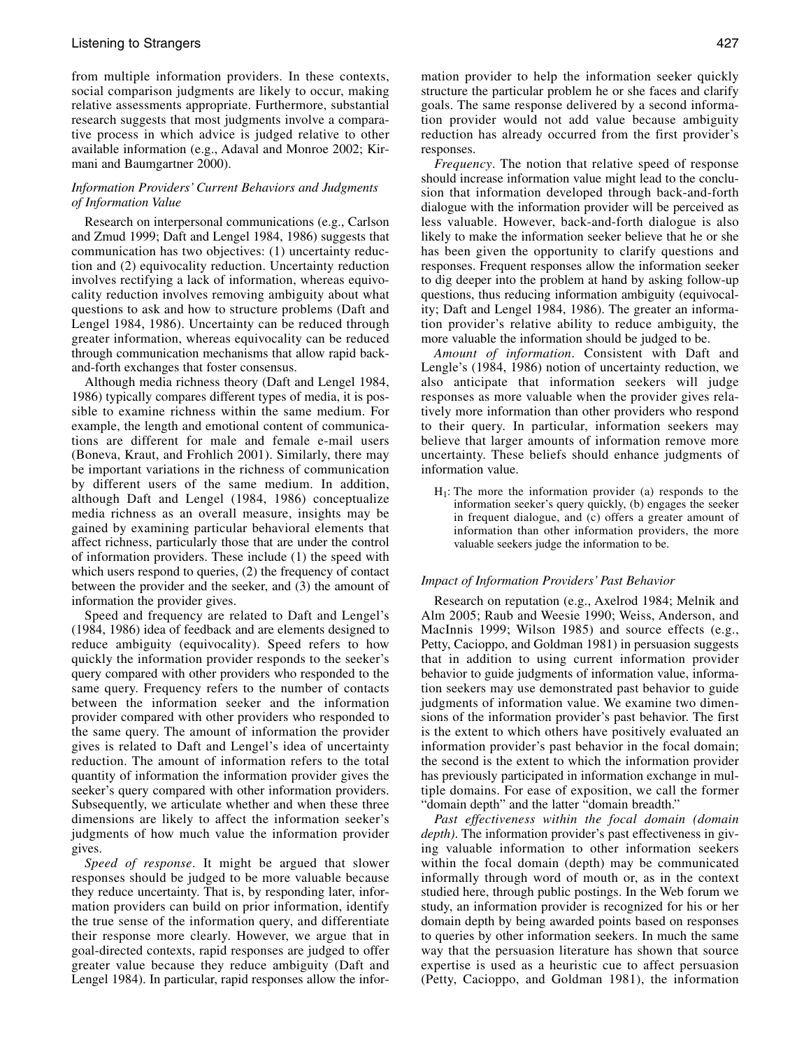from multiple information providers. In these contexts, social comparison judgments are likely to occur, making relative assessments appropriate. Furthermore, substantial research suggests that most judgments involve a comparative process in which advice is judged relative to other available information (e.g., Adaval and Monroe 2002; Kirmani and Baumgartner 2000).

### *Information Providers' Current Behaviors and Judgments of Information Value*

Research on interpersonal communications (e.g., Carlson and Zmud 1999; Daft and Lengel 1984, 1986) suggests that communication has two objectives: (1) uncertainty reduction and (2) equivocality reduction. Uncertainty reduction involves rectifying a lack of information, whereas equivocality reduction involves removing ambiguity about what questions to ask and how to structure problems (Daft and Lengel 1984, 1986). Uncertainty can be reduced through greater information, whereas equivocality can be reduced through communication mechanisms that allow rapid back-and-forth exchanges that foster consensus.

Although media richness theory (Daft and Lengel 1984, 1986) typically compares different types of media, it is possible to examine richness within the same medium. For example, the length and emotional content of communications are different for male and female e-mail users (Boneva, Kraut, and Frohlich 2001). Similarly, there may be important variations in the richness of communication by different users of the same medium. In addition, although Daft and Lengel (1984, 1986) conceptualize media richness as an overall measure, insights may be gained by examining particular behavioral elements that affect richness, particularly those that are under the control of information providers. These include (1) the speed with which users respond to queries, (2) the frequency of contact between the provider and the seeker, and (3) the amount of information the provider gives.

Speed and frequency are related to Daft and Lengel's (1984, 1986) idea of feedback and are elements designed to reduce ambiguity (equivocality). Speed refers to how quickly the information provider responds to the seeker's query compared with other providers who responded to the same query. Frequency refers to the number of contacts between the information seeker and the information provider compared with other providers who responded to the same query. The amount of information the provider gives is related to Daft and Lengel's idea of uncertainty reduction. The amount of information refers to the total quantity of information the information provider gives the seeker's query compared with other information providers. Subsequently, we articulate whether and when these three dimensions are likely to affect the information seeker's judgments of how much value the information provider gives.

*Speed of response*. It might be argued that slower responses should be judged to be more valuable because they reduce uncertainty. That is, by responding later, information providers can build on prior information, identify the true sense of the information query, and differentiate their response more clearly. However, we argue that in goal-directed contexts, rapid responses are judged to offer greater value because they reduce ambiguity (Daft and Lengel 1984). In particular, rapid responses allow the information provider to help the information seeker quickly structure the particular problem he or she faces and clarify goals. The same response delivered by a second information provider would not add value because ambiguity reduction has already occurred from the first provider's responses.

*Frequency*. The notion that relative speed of response should increase information value might lead to the conclusion that information developed through back-and-forth dialogue with the information provider will be perceived as less valuable. However, back-and-forth dialogue is also likely to make the information seeker believe that he or she has been given the opportunity to clarify questions and responses. Frequent responses allow the information seeker to dig deeper into the problem at hand by asking follow-up questions, thus reducing information ambiguity (equivocality; Daft and Lengel 1984, 1986). The greater an information provider's relative ability to reduce ambiguity, the more valuable the information should be judged to be.

*Amount of information*. Consistent with Daft and Lengle's (1984, 1986) notion of uncertainty reduction, we also anticipate that information seekers will judge responses as more valuable when the provider gives relatively more information than other providers who respond to their query. In particular, information seekers may believe that larger amounts of information remove more uncertainty. These beliefs should enhance judgments of information value.

> $H_1$: The more the information provider (a) responds to the information seeker's query quickly, (b) engages the seeker in frequent dialogue, and (c) offers a greater amount of information than other information providers, the more valuable seekers judge the information to be.

### *Impact of Information Providers' Past Behavior*

Research on reputation (e.g., Axelrod 1984; Melnik and Alm 2005; Raub and Weesie 1990; Weiss, Anderson, and MacInnis 1999; Wilson 1985) and source effects (e.g., Petty, Cacioppo, and Goldman 1981) in persuasion suggests that in addition to using current information provider behavior to guide judgments of information value, information seekers may use demonstrated past behavior to guide judgments of information value. We examine two dimensions of the information provider's past behavior. The first is the extent to which others have positively evaluated an information provider's past behavior in the focal domain; the second is the extent to which the information provider has previously participated in information exchange in multiple domains. For ease of exposition, we call the former "domain depth" and the latter "domain breadth."

*Past effectiveness within the focal domain (domain depth)*. The information provider's past effectiveness in giving valuable information to other information seekers within the focal domain (depth) may be communicated informally through word of mouth or, as in the context studied here, through public postings. In the Web forum we study, an information provider is recognized for his or her domain depth by being awarded points based on responses to queries by other information seekers. In much the same way that the persuasion literature has shown that source expertise is used as a heuristic cue to affect persuasion (Petty, Cacioppo, and Goldman 1981), the information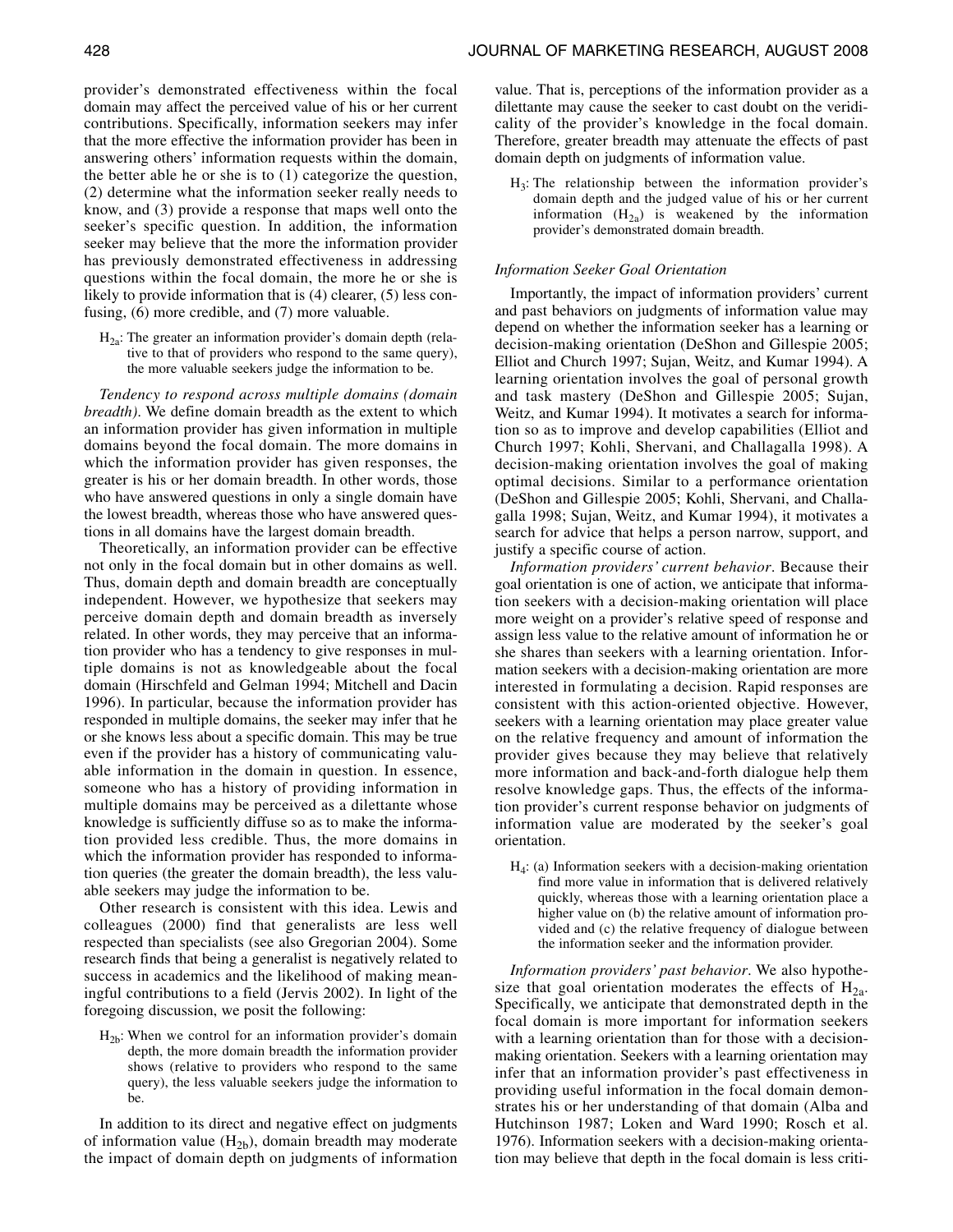provider's demonstrated effectiveness within the focal domain may affect the perceived value of his or her current contributions. Specifically, information seekers may infer that the more effective the information provider has been in answering others' information requests within the domain, the better able he or she is to (1) categorize the question, (2) determine what the information seeker really needs to know, and (3) provide a response that maps well onto the seeker's specific question. In addition, the information seeker may believe that the more the information provider has previously demonstrated effectiveness in addressing questions within the focal domain, the more he or she is likely to provide information that is (4) clearer, (5) less confusing, (6) more credible, and (7) more valuable.

> $H_{2a}$: The greater an information provider's domain depth (relative to that of providers who respond to the same query), the more valuable seekers judge the information to be.

*Tendency to respond across multiple domains (domain breadth).* We define domain breadth as the extent to which an information provider has given information in multiple domains beyond the focal domain. The more domains in which the information provider has given responses, the greater is his or her domain breadth. In other words, those who have answered questions in only a single domain have the lowest breadth, whereas those who have answered questions in all domains have the largest domain breadth.

Theoretically, an information provider can be effective not only in the focal domain but in other domains as well. Thus, domain depth and domain breadth are conceptually independent. However, we hypothesize that seekers may perceive domain depth and domain breadth as inversely related. In other words, they may perceive that an information provider who has a tendency to give responses in multiple domains is not as knowledgeable about the focal domain (Hirschfeld and Gelman 1994; Mitchell and Dacin 1996). In particular, because the information provider has responded in multiple domains, the seeker may infer that he or she knows less about a specific domain. This may be true even if the provider has a history of communicating valuable information in the domain in question. In essence, someone who has a history of providing information in multiple domains may be perceived as a dilettante whose knowledge is sufficiently diffuse so as to make the information provided less credible. Thus, the more domains in which the information provider has responded to information queries (the greater the domain breadth), the less valuable seekers may judge the information to be.

Other research is consistent with this idea. Lewis and colleagues (2000) find that generalists are less well respected than specialists (see also Gregorian 2004). Some research finds that being a generalist is negatively related to success in academics and the likelihood of making meaningful contributions to a field (Jervis 2002). In light of the foregoing discussion, we posit the following:

> $H_{2b}$: When we control for an information provider's domain depth, the more domain breadth the information provider shows (relative to providers who respond to the same query), the less valuable seekers judge the information to be.

In addition to its direct and negative effect on judgments of information value ($H_{2b}$), domain breadth may moderate the impact of domain depth on judgments of information value. That is, perceptions of the information provider as a dilettante may cause the seeker to cast doubt on the veridicality of the provider's knowledge in the focal domain. Therefore, greater breadth may attenuate the effects of past domain depth on judgments of information value.

> $H_3$: The relationship between the information provider's domain depth and the judged value of his or her current information ($H_{2a}$) is weakened by the information provider's demonstrated domain breadth.

### Information Seeker Goal Orientation

Importantly, the impact of information providers' current and past behaviors on judgments of information value may depend on whether the information seeker has a learning or decision-making orientation (DeShon and Gillespie 2005; Elliot and Church 1997; Sujan, Weitz, and Kumar 1994). A learning orientation involves the goal of personal growth and task mastery (DeShon and Gillespie 2005; Sujan, Weitz, and Kumar 1994). It motivates a search for information so as to improve and develop capabilities (Elliot and Church 1997; Kohli, Shervani, and Challagalla 1998). A decision-making orientation involves the goal of making optimal decisions. Similar to a performance orientation (DeShon and Gillespie 2005; Kohli, Shervani, and Challagalla 1998; Sujan, Weitz, and Kumar 1994), it motivates a search for advice that helps a person narrow, support, and justify a specific course of action.

*Information providers' current behavior.* Because their goal orientation is one of action, we anticipate that information seekers with a decision-making orientation will place more weight on a provider's relative speed of response and assign less value to the relative amount of information he or she shares than seekers with a learning orientation. Information seekers with a decision-making orientation are more interested in formulating a decision. Rapid responses are consistent with this action-oriented objective. However, seekers with a learning orientation may place greater value on the relative frequency and amount of information the provider gives because they may believe that relatively more information and back-and-forth dialogue help them resolve knowledge gaps. Thus, the effects of the information provider's current response behavior on judgments of information value are moderated by the seeker's goal orientation.

> $H_4$: (a) Information seekers with a decision-making orientation find more value in information that is delivered relatively quickly, whereas those with a learning orientation place a higher value on (b) the relative amount of information provided and (c) the relative frequency of dialogue between the information seeker and the information provider.

*Information providers' past behavior.* We also hypothesize that goal orientation moderates the effects of $H_{2a}$. Specifically, we anticipate that demonstrated depth in the focal domain is more important for information seekers with a learning orientation than for those with a decision-making orientation. Seekers with a learning orientation may infer that an information provider's past effectiveness in providing useful information in the focal domain demonstrates his or her understanding of that domain (Alba and Hutchinson 1987; Loken and Ward 1990; Rosch et al. 1976). Information seekers with a decision-making orientation may believe that depth in the focal domain is less criti-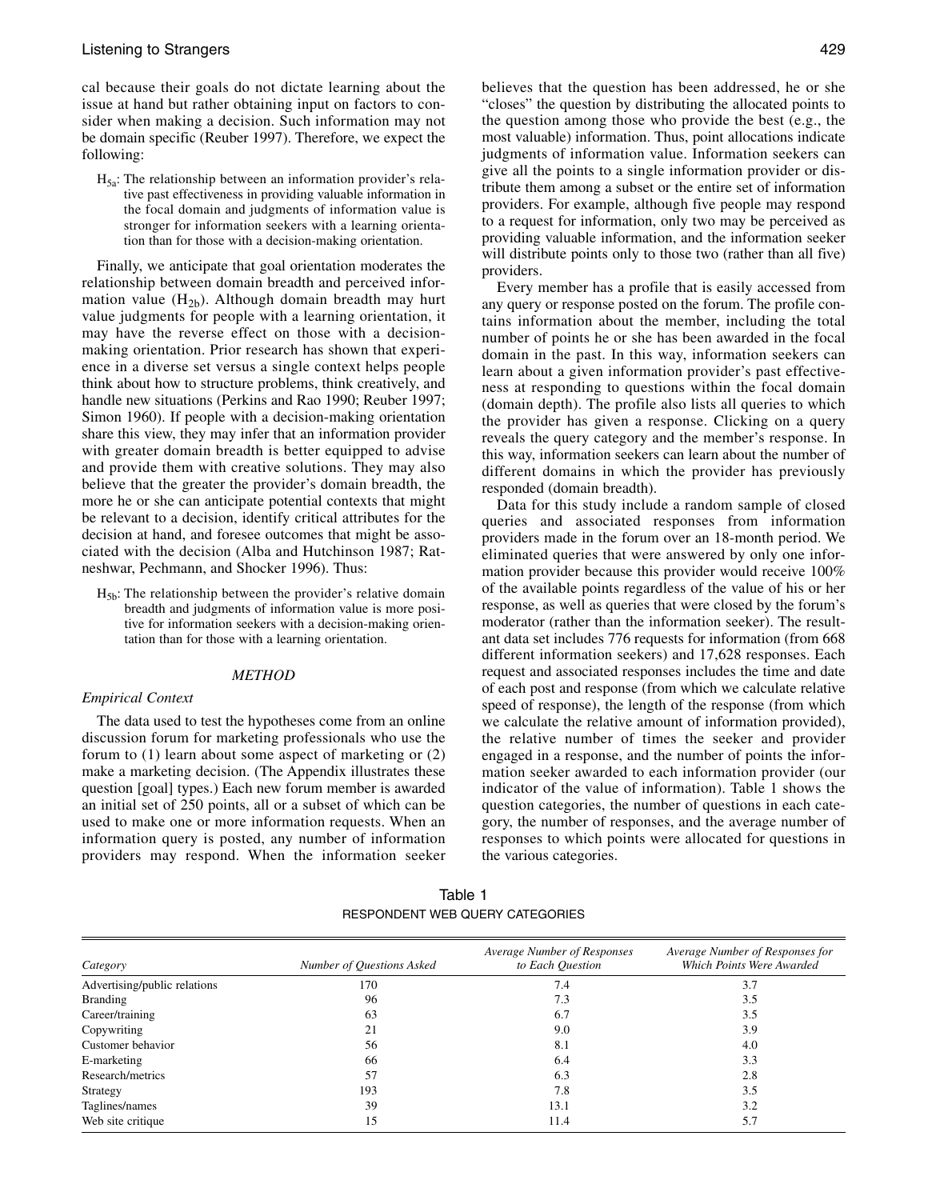cal because their goals do not dictate learning about the issue at hand but rather obtaining input on factors to consider when making a decision. Such information may not be domain specific (Reuber 1997). Therefore, we expect the following:

> $H_{5a}$: The relationship between an information provider's relative past effectiveness in providing valuable information in the focal domain and judgments of information value is stronger for information seekers with a learning orientation than for those with a decision-making orientation.

Finally, we anticipate that goal orientation moderates the relationship between domain breadth and perceived information value ($H_{2b}$). Although domain breadth may hurt value judgments for people with a learning orientation, it may have the reverse effect on those with a decision-making orientation. Prior research has shown that experience in a diverse set versus a single context helps people think about how to structure problems, think creatively, and handle new situations (Perkins and Rao 1990; Reuber 1997; Simon 1960). If people with a decision-making orientation share this view, they may infer that an information provider with greater domain breadth is better equipped to advise and provide them with creative solutions. They may also believe that the greater the provider's domain breadth, the more he or she can anticipate potential contexts that might be relevant to a decision, identify critical attributes for the decision at hand, and foresee outcomes that might be associated with the decision (Alba and Hutchinson 1987; Ratneshwar, Pechmann, and Shocker 1996). Thus:

> $H_{5b}$: The relationship between the provider's relative domain breadth and judgments of information value is more positive for information seekers with a decision-making orientation than for those with a learning orientation.

## METHOD

### Empirical Context

The data used to test the hypotheses come from an online discussion forum for marketing professionals who use the forum to (1) learn about some aspect of marketing or (2) make a marketing decision. (The Appendix illustrates these question [goal] types.) Each new forum member is awarded an initial set of 250 points, all or a subset of which can be used to make one or more information requests. When an information query is posted, any number of information providers may respond. When the information seeker believes that the question has been addressed, he or she "closes" the question by distributing the allocated points to the question among those who provide the best (e.g., the most valuable) information. Thus, point allocations indicate judgments of information value. Information seekers can give all the points to a single information provider or distribute them among a subset or the entire set of information providers. For example, although five people may respond to a request for information, only two may be perceived as providing valuable information, and the information seeker will distribute points only to those two (rather than all five) providers.

Every member has a profile that is easily accessed from any query or response posted on the forum. The profile contains information about the member, including the total number of points he or she has been awarded in the focal domain in the past. In this way, information seekers can learn about a given information provider's past effectiveness at responding to questions within the focal domain (domain depth). The profile also lists all queries to which the provider has given a response. Clicking on a query reveals the query category and the member's response. In this way, information seekers can learn about the number of different domains in which the provider has previously responded (domain breadth).

Data for this study include a random sample of closed queries and associated responses from information providers made in the forum over an 18-month period. We eliminated queries that were answered by only one information provider because this provider would receive 100% of the available points regardless of the value of his or her response, as well as queries that were closed by the forum's moderator (rather than the information seeker). The resultant data set includes 776 requests for information (from 668 different information seekers) and 17,628 responses. Each request and associated responses includes the time and date of each post and response (from which we calculate relative speed of response), the length of the response (from which we calculate the relative amount of information provided), the relative number of times the seeker and provider engaged in a response, and the number of points the information seeker awarded to each information provider (our indicator of the value of information). Table 1 shows the question categories, the number of questions in each category, the number of responses, and the average number of responses to which points were allocated for questions in the various categories.

Table 1
RESPONDENT WEB QUERY CATEGORIES

| *Category* | *Number of Questions Asked* | *Average Number of Responses to Each Question* | *Average Number of Responses for Which Points Were Awarded* |
|---|---|---|---|
| Advertising/public relations | 170 | 7.4 | 3.7 |
| Branding | 96 | 7.3 | 3.5 |
| Career/training | 63 | 6.7 | 3.5 |
| Copywriting | 21 | 9.0 | 3.9 |
| Customer behavior | 56 | 8.1 | 4.0 |
| E-marketing | 66 | 6.4 | 3.3 |
| Research/metrics | 57 | 6.3 | 2.8 |
| Strategy | 193 | 7.8 | 3.5 |
| Taglines/names | 39 | 13.1 | 3.2 |
| Web site critique | 15 | 11.4 | 5.7 |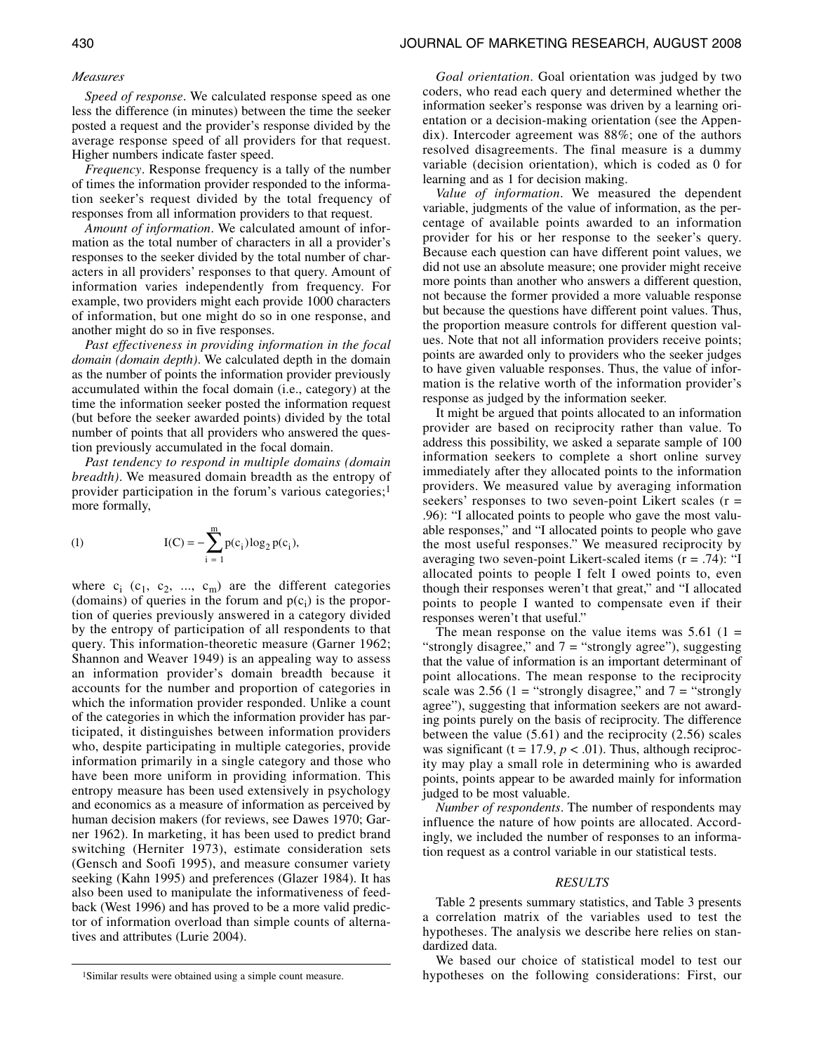### *Measures*

*Speed of response*. We calculated response speed as one less the difference (in minutes) between the time the seeker posted a request and the provider's response divided by the average response speed of all providers for that request. Higher numbers indicate faster speed.

*Frequency*. Response frequency is a tally of the number of times the information provider responded to the information seeker's request divided by the total frequency of responses from all information providers to that request.

*Amount of information*. We calculated amount of information as the total number of characters in all a provider's responses to the seeker divided by the total number of characters in all providers' responses to that query. Amount of information varies independently from frequency. For example, two providers might each provide 1000 characters of information, but one might do so in one response, and another might do so in five responses.

*Past effectiveness in providing information in the focal domain (domain depth)*. We calculated depth in the domain as the number of points the information provider previously accumulated within the focal domain (i.e., category) at the time the information seeker posted the information request (but before the seeker awarded points) divided by the total number of points that all providers who answered the question previously accumulated in the focal domain.

*Past tendency to respond in multiple domains (domain breadth)*. We measured domain breadth as the entropy of provider participation in the forum's various categories;[1] more formally,

$$I(C) = -\sum_{i=1}^{m} p(c_i)\log_2 p(c_i), \tag{1}$$

where $c_i$ ($c_1$, $c_2$, ..., $c_m$) are the different categories (domains) of queries in the forum and $p(c_i)$ is the proportion of queries previously answered in a category divided by the entropy of participation of all respondents to that query. This information-theoretic measure (Garner 1962; Shannon and Weaver 1949) is an appealing way to assess an information provider's domain breadth because it accounts for the number and proportion of categories in which the information provider responded. Unlike a count of the categories in which the information provider has participated, it distinguishes between information providers who, despite participating in multiple categories, provide information primarily in a single category and those who have been more uniform in providing information. This entropy measure has been used extensively in psychology and economics as a measure of information as perceived by human decision makers (for reviews, see Dawes 1970; Garner 1962). In marketing, it has been used to predict brand switching (Herniter 1973), estimate consideration sets (Gensch and Soofi 1995), and measure consumer variety seeking (Kahn 1995) and preferences (Glazer 1984). It has also been used to manipulate the informativeness of feedback (West 1996) and has proved to be a more valid predictor of information overload than simple counts of alternatives and attributes (Lurie 2004).

*Goal orientation*. Goal orientation was judged by two coders, who read each query and determined whether the information seeker's response was driven by a learning orientation or a decision-making orientation (see the Appendix). Intercoder agreement was 88%; one of the authors resolved disagreements. The final measure is a dummy variable (decision orientation), which is coded as 0 for learning and as 1 for decision making.

*Value of information*. We measured the dependent variable, judgments of the value of information, as the percentage of available points awarded to an information provider for his or her response to the seeker's query. Because each question can have different point values, we did not use an absolute measure; one provider might receive more points than another who answers a different question, not because the former provided a more valuable response but because the questions have different point values. Thus, the proportion measure controls for different question values. Note that not all information providers receive points; points are awarded only to providers who the seeker judges to have given valuable responses. Thus, the value of information is the relative worth of the information provider's response as judged by the information seeker.

It might be argued that points allocated to an information provider are based on reciprocity rather than value. To address this possibility, we asked a separate sample of 100 information seekers to complete a short online survey immediately after they allocated points to the information providers. We measured value by averaging information seekers' responses to two seven-point Likert scales ($r$ = .96): "I allocated points to people who gave the most valuable responses," and "I allocated points to people who gave the most useful responses." We measured reciprocity by averaging two seven-point Likert-scaled items ($r$ = .74): "I allocated points to people I felt I owed points to, even though their responses weren't that great," and "I allocated points to people I wanted to compensate even if their responses weren't that useful."

The mean response on the value items was 5.61 (1 = "strongly disagree," and 7 = "strongly agree"), suggesting that the value of information is an important determinant of point allocations. The mean response to the reciprocity scale was 2.56 (1 = "strongly disagree," and 7 = "strongly agree"), suggesting that information seekers are not awarding points purely on the basis of reciprocity. The difference between the value (5.61) and the reciprocity (2.56) scales was significant ($t$ = 17.9, $p < .01$). Thus, although reciprocity may play a small role in determining who is awarded points, points appear to be awarded mainly for information judged to be most valuable.

*Number of respondents*. The number of respondents may influence the nature of how points are allocated. Accordingly, we included the number of responses to an information request as a control variable in our statistical tests.

## RESULTS

Table 2 presents summary statistics, and Table 3 presents a correlation matrix of the variables used to test the hypotheses. The analysis we describe here relies on standardized data.

We based our choice of statistical model to test our hypotheses on the following considerations: First, our

[1]Similar results were obtained using a simple count measure.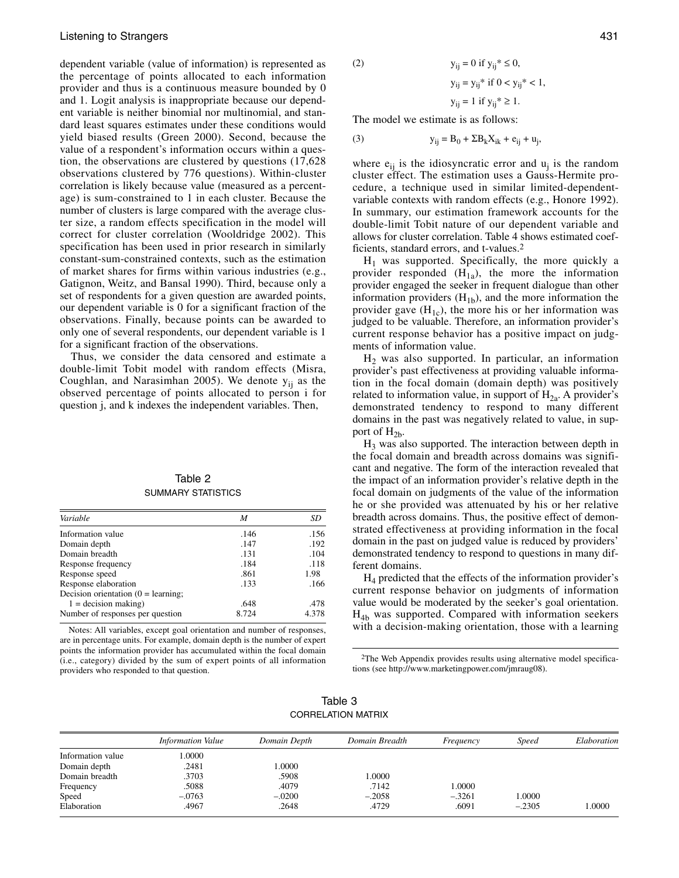dependent variable (value of information) is represented as the percentage of points allocated to each information provider and thus is a continuous measure bounded by 0 and 1. Logit analysis is inappropriate because our dependent variable is neither binomial nor multinomial, and standard least squares estimates under these conditions would yield biased results (Green 2000). Second, because the value of a respondent's information occurs within a question, the observations are clustered by questions (17,628 observations clustered by 776 questions). Within-cluster correlation is likely because value (measured as a percentage) is sum-constrained to 1 in each cluster. Because the number of clusters is large compared with the average cluster size, a random effects specification in the model will correct for cluster correlation (Wooldridge 2002). This specification has been used in prior research in similarly constant-sum-constrained contexts, such as the estimation of market shares for firms within various industries (e.g., Gatignon, Weitz, and Bansal 1990). Third, because only a set of respondents for a given question are awarded points, our dependent variable is 0 for a significant fraction of the observations. Finally, because points can be awarded to only one of several respondents, our dependent variable is 1 for a significant fraction of the observations.

Thus, we consider the data censored and estimate a double-limit Tobit model with random effects (Misra, Coughlan, and Narasimhan 2005). We denote $y_{ij}$ the observed percentage of points allocated to person i for question j, and k indexes the independent variables. Then,

$$
\begin{aligned}
(2)\qquad & y_{ij} = 0 \text{ if } y_{ij}^* \leq 0, \\
& y_{ij} = y_{ij}^* \text{ if } 0 < y_{ij}^* < 1, \\
& y_{ij} = 1 \text{ if } y_{ij}^* \geq 1.
\end{aligned}
$$

The model we estimate is as follows:

$$
(3)\qquad y_{ij} = B_0 + \Sigma B_k X_{ik} + e_{ij} + u_j,
$$

where $e_{ij}$ is the idiosyncratic error and $u_j$ is the random cluster effect. The estimation uses a Gauss-Hermite procedure, a technique used in similar limited-dependent-variable contexts with random effects (e.g., Honore 1992). In summary, our estimation framework accounts for the double-limit Tobit nature of our dependent variable and allows for cluster correlation. Table 4 shows estimated coefficients, standard errors, and t-values.[2]

$H_1$ was supported. Specifically, the more quickly a provider responded ($H_{1a}$), the more the information provider engaged the seeker in frequent dialogue than other information providers ($H_{1b}$), and the more information the provider gave ($H_{1c}$), the more his or her information was judged to be valuable. Therefore, an information provider's current response behavior has a positive impact on judgments of information value.

$H_2$ was also supported. In particular, an information provider's past effectiveness at providing valuable information in the focal domain (domain depth) was positively related to information value, in support of $H_{2a}$. A provider's demonstrated tendency to respond to many different domains in the past was negatively related to value, in support of $H_{2b}$.

$H_3$ was also supported. The interaction between depth in the focal domain and breadth across domains was significant and negative. The form of the interaction revealed that the impact of an information provider's relative depth in the focal domain on judgments of the value of the information he or she provided was attenuated by his or her relative breadth across domains. Thus, the positive effect of demonstrated effectiveness at providing information in the focal domain in the past on judged value is reduced by providers' demonstrated tendency to respond to questions in many different domains.

$H_4$ predicted that the effects of the information provider's current response behavior on judgments of information value would be moderated by the seeker's goal orientation. $H_{4b}$ was supported. Compared with information seekers with a decision-making orientation, those with a learning

[2] The Web Appendix provides results using alternative model specifications (see http://www.marketingpower.com/jmraug08).

Table 2
SUMMARY STATISTICS

| *Variable* | *M* | *SD* |
|---|---|---|
| Information value | .146 | .156 |
| Domain depth | .147 | .192 |
| Domain breadth | .131 | .104 |
| Response frequency | .184 | .118 |
| Response speed | .861 | 1.98 |
| Response elaboration | .133 | .166 |
| Decision orientation (0 = learning; 1 = decision making) | .648 | .478 |
| Number of responses per question | 8.724 | 4.378 |

Notes: All variables, except goal orientation and number of responses, are in percentage units. For example, domain depth is the number of expert points the information provider has accumulated within the focal domain (i.e., category) divided by the sum of expert points of all information providers who responded to that question.

Table 3
CORRELATION MATRIX

| | *Information Value* | *Domain Depth* | *Domain Breadth* | *Frequency* | *Speed* | *Elaboration* |
|---|---|---|---|---|---|---|
| Information value | 1.0000 | | | | | |
| Domain depth | .2481 | 1.0000 | | | | |
| Domain breadth | .3703 | .5908 | 1.0000 | | | |
| Frequency | .5088 | .4079 | .7142 | 1.0000 | | |
| Speed | –.0763 | –.0200 | –.2058 | –.3261 | 1.0000 | |
| Elaboration | .4967 | .2648 | .4729 | .6091 | –.2305 | 1.0000 |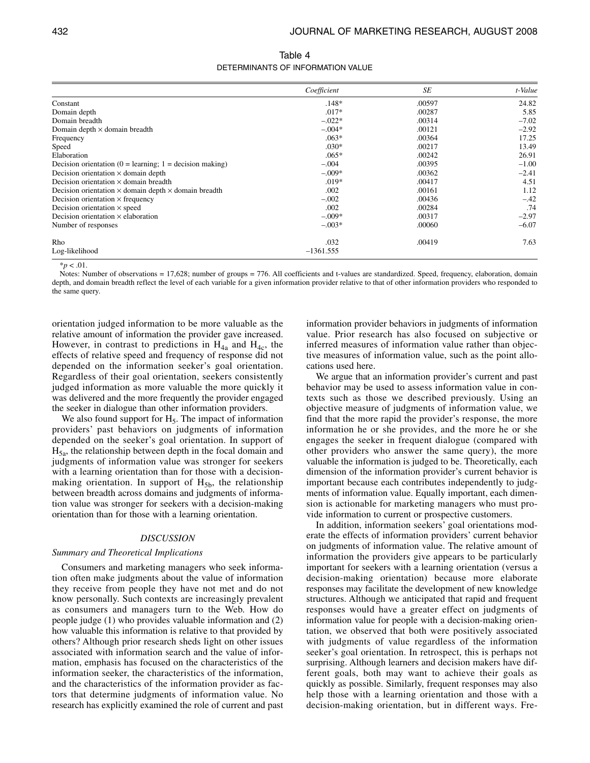Table 4

DETERMINANTS OF INFORMATION VALUE

| | *Coefficient* | *SE* | *t-Value* |
|---|---|---|---|
| Constant | .148* | .00597 | 24.82 |
| Domain depth | .017* | .00287 | 5.85 |
| Domain breadth | –.022* | .00314 | –7.02 |
| Domain depth × domain breadth | –.004* | .00121 | –2.92 |
| Frequency | .063* | .00364 | 17.25 |
| Speed | .030* | .00217 | 13.49 |
| Elaboration | .065* | .00242 | 26.91 |
| Decision orientation (0 = learning; 1 = decision making) | –.004 | .00395 | –1.00 |
| Decision orientation × domain depth | –.009* | .00362 | –2.41 |
| Decision orientation × domain breadth | .019* | .00417 | 4.51 |
| Decision orientation × domain depth × domain breadth | .002 | .00161 | 1.12 |
| Decision orientation × frequency | –.002 | .00436 | –.42 |
| Decision orientation × speed | .002 | .00284 | .74 |
| Decision orientation × elaboration | –.009* | .00317 | –2.97 |
| Number of responses | –.003* | .00060 | –6.07 |
| Rho | .032 | .00419 | 7.63 |
| Log-likelihood | –1361.555 | | |

*$p < .01$.

Notes: Number of observations = 17,628; number of groups = 776. All coefficients and t-values are standardized. Speed, frequency, elaboration, domain depth, and domain breadth reflect the level of each variable for a given information provider relative to that of other information providers who responded to the same query.

orientation judged information to be more valuable as the relative amount of information the provider gave increased. However, in contrast to predictions in $H_{4a}$ and $H_{4c}$, the effects of relative speed and frequency of response did not depended on the information seeker's goal orientation. Regardless of their goal orientation, seekers consistently judged information as more valuable the more quickly it was delivered and the more frequently the provider engaged the seeker in dialogue than other information providers.

We also found support for $H_5$. The impact of information providers' past behaviors on judgments of information depended on the seeker's goal orientation. In support of $H_{5a}$, the relationship between depth in the focal domain and judgments of information value was stronger for seekers with a learning orientation than for those with a decision-making orientation. In support of $H_{5b}$, the relationship between breadth across domains and judgments of information value was stronger for seekers with a decision-making orientation than for those with a learning orientation.

## DISCUSSION

### Summary and Theoretical Implications

Consumers and marketing managers who seek information often make judgments about the value of information they receive from people they have not met and do not know personally. Such contexts are increasingly prevalent as consumers and managers turn to the Web. How do people judge (1) who provides valuable information and (2) how valuable this information is relative to that provided by others? Although prior research sheds light on other issues associated with information search and the value of information, emphasis has focused on the characteristics of the information seeker, the characteristics of the information, and the characteristics of the information provider as factors that determine judgments of information value. No research has explicitly examined the role of current and past information provider behaviors in judgments of information value. Prior research has also focused on subjective or inferred measures of information value rather than objective measures of information value, such as the point allocations used here.

We argue that an information provider's current and past behavior may be used to assess information value in contexts such as those we described previously. Using an objective measure of judgments of information value, we find that the more rapid the provider's response, the more information he or she provides, and the more he or she engages the seeker in frequent dialogue (compared with other providers who answer the same query), the more valuable the information is judged to be. Theoretically, each dimension of the information provider's current behavior is important because each contributes independently to judgments of information value. Equally important, each dimension is actionable for marketing managers who must provide information to current or prospective customers.

In addition, information seekers' goal orientations moderate the effects of information providers' current behavior on judgments of information value. The relative amount of information the providers give appears to be particularly important for seekers with a learning orientation (versus a decision-making orientation) because more elaborate responses may facilitate the development of new knowledge structures. Although we anticipated that rapid and frequent responses would have a greater effect on judgments of information value for people with a decision-making orientation, we observed that both were positively associated with judgments of value regardless of the information seeker's goal orientation. In retrospect, this is perhaps not surprising. Although learners and decision makers have different goals, both may want to achieve their goals as quickly as possible. Similarly, frequent responses may also help those with a learning orientation and those with a decision-making orientation, but in different ways. Fre-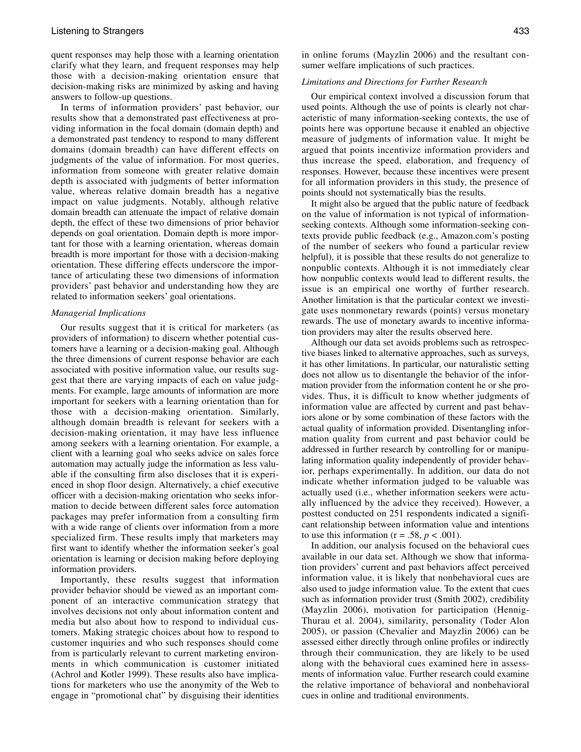quent responses may help those with a learning orientation clarify what they learn, and frequent responses may help those with a decision-making orientation ensure that decision-making risks are minimized by asking and having answers to follow-up questions.

In terms of information providers' past behavior, our results show that a demonstrated past effectiveness at providing information in the focal domain (domain depth) and a demonstrated past tendency to respond to many different domains (domain breadth) can have different effects on judgments of the value of information. For most queries, information from someone with greater relative domain depth is associated with judgments of better information value, whereas relative domain breadth has a negative impact on value judgments. Notably, although relative domain breadth can attenuate the impact of relative domain depth, the effect of these two dimensions of prior behavior depends on goal orientation. Domain depth is more important for those with a learning orientation, whereas domain breadth is more important for those with a decision-making orientation. These differing effects underscore the importance of articulating these two dimensions of information providers' past behavior and understanding how they are related to information seekers' goal orientations.

### *Managerial Implications*

Our results suggest that it is critical for marketers (as providers of information) to discern whether potential customers have a learning or a decision-making goal. Although the three dimensions of current response behavior are each associated with positive information value, our results suggest that there are varying impacts of each on value judgments. For example, large amounts of information are more important for seekers with a learning orientation than for those with a decision-making orientation. Similarly, although domain breadth is relevant for seekers with a decision-making orientation, it may have less influence among seekers with a learning orientation. For example, a client with a learning goal who seeks advice on sales force automation may actually judge the information as less valuable if the consulting firm also discloses that it is experienced in shop floor design. Alternatively, a chief executive officer with a decision-making orientation who seeks information to decide between different sales force automation packages may prefer information from a consulting firm with a wide range of clients over information from a more specialized firm. These results imply that marketers may first want to identify whether the information seeker's goal orientation is learning or decision making before deploying information providers.

Importantly, these results suggest that information provider behavior should be viewed as an important component of an interactive communication strategy that involves decisions not only about information content and media but also about how to respond to individual customers. Making strategic choices about how to respond to customer inquiries and who such responses should come from is particularly relevant to current marketing environments in which communication is customer initiated (Achrol and Kotler 1999). These results also have implications for marketers who use the anonymity of the Web to engage in "promotional chat" by disguising their identities in online forums (Mayzlin 2006) and the resultant consumer welfare implications of such practices.

### *Limitations and Directions for Further Research*

Our empirical context involved a discussion forum that used points. Although the use of points is clearly not characteristic of many information-seeking contexts, the use of points here was opportune because it enabled an objective measure of judgments of information value. It might be argued that points incentivize information providers and thus increase the speed, elaboration, and frequency of responses. However, because these incentives were present for all information providers in this study, the presence of points should not systematically bias the results.

It might also be argued that the public nature of feedback on the value of information is not typical of information-seeking contexts. Although some information-seeking contexts provide public feedback (e.g., Amazon.com's posting of the number of seekers who found a particular review helpful), it is possible that these results do not generalize to nonpublic contexts. Although it is not immediately clear how nonpublic contexts would lead to different results, the issue is an empirical one worthy of further research. Another limitation is that the particular context we investigate uses nonmonetary rewards (points) versus monetary rewards. The use of monetary awards to incentive information providers may alter the results observed here.

Although our data set avoids problems such as retrospective biases linked to alternative approaches, such as surveys, it has other limitations. In particular, our naturalistic setting does not allow us to disentangle the behavior of the information provider from the information content he or she provides. Thus, it is difficult to know whether judgments of information value are affected by current and past behaviors alone or by some combination of these factors with the actual quality of information provided. Disentangling information quality from current and past behavior could be addressed in further research by controlling for or manipulating information quality independently of provider behavior, perhaps experimentally. In addition, our data do not indicate whether information judged to be valuable was actually used (i.e., whether information seekers were actually influenced by the advice they received). However, a posttest conducted on 251 respondents indicated a significant relationship between information value and intentions to use this information ($r = .58$, $p < .001$).

In addition, our analysis focused on the behavioral cues available in our data set. Although we show that information providers' current and past behaviors affect perceived information value, it is likely that nonbehavioral cues are also used to judge information value. To the extent that cues such as information provider trust (Smith 2002), credibility (Mayzlin 2006), motivation for participation (Hennig-Thurau et al. 2004), similarity, personality (Toder Alon 2005), or passion (Chevalier and Mayzlin 2006) can be assessed either directly through online profiles or indirectly through their communication, they are likely to be used along with the behavioral cues examined here in assessments of information value. Further research could examine the relative importance of behavioral and nonbehavioral cues in online and traditional environments.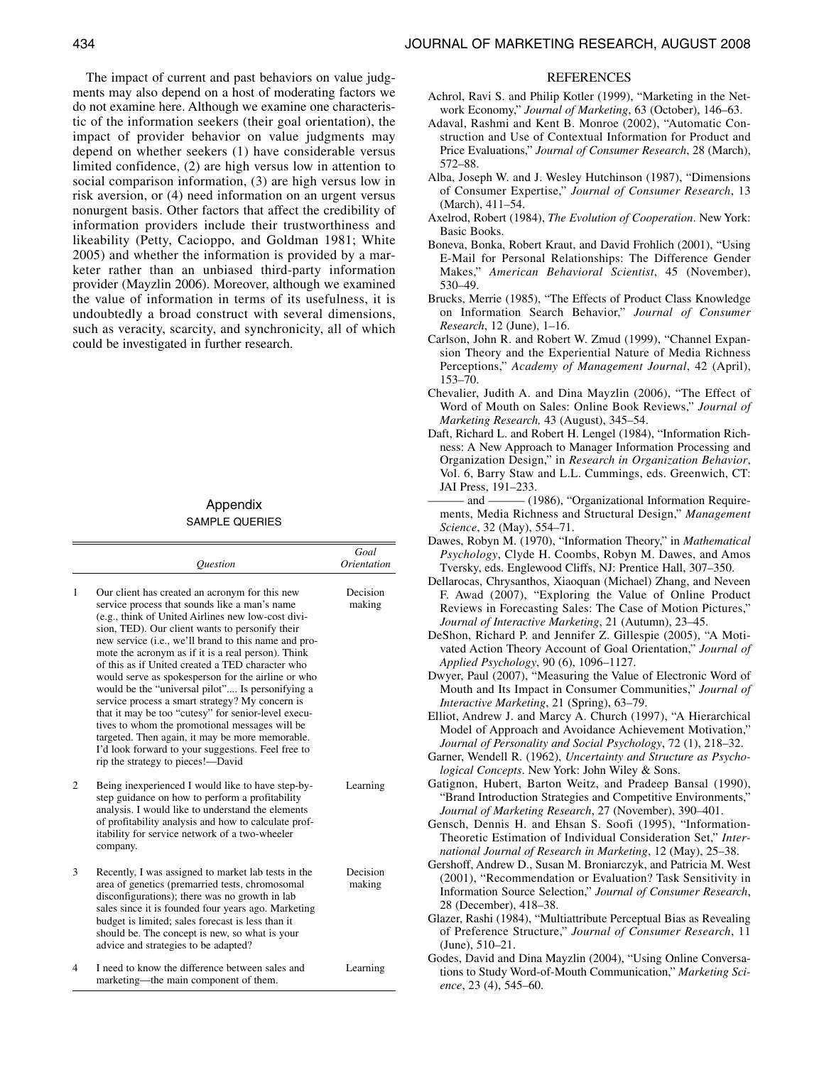The impact of current and past behaviors on value judgments may also depend on a host of moderating factors we do not examine here. Although we examine one characteristic of the information seekers (their goal orientation), the impact of provider behavior on value judgments may depend on whether seekers (1) have considerable versus limited confidence, (2) are high versus low in attention to social comparison information, (3) are high versus low in risk aversion, or (4) need information on an urgent versus nonurgent basis. Other factors that affect the credibility of information providers include their trustworthiness and likeability (Petty, Cacioppo, and Goldman 1981; White 2005) and whether the information is provided by a marketer rather than an unbiased third-party information provider (Mayzlin 2006). Moreover, although we examined the value of information in terms of its usefulness, it is undoubtedly a broad construct with several dimensions, such as veracity, scarcity, and synchronicity, all of which could be investigated in further research.

## Appendix

### SAMPLE QUERIES

| | *Question* | *Goal Orientation* |
|---|---|---|
| 1 | Our client has created an acronym for this new service process that sounds like a man's name (e.g., think of United Airlines new low-cost division, TED). Our client wants to personify their new service (i.e., we'll brand to this name and promote the acronym as if it is a real person). Think of this as if United created a TED character who would serve as spokesperson for the airline or who would be the "universal pilot".... Is personifying a service process a smart strategy? My concern is that it may be too "cutesy" for senior-level executives to whom the promotional messages will be targeted. Then again, it may be more memorable. I'd look forward to your suggestions. Feel free to rip the strategy to pieces!—David | Decision making |
| 2 | Being inexperienced I would like to have step-by-step guidance on how to perform a profitability analysis. I would like to understand the elements of profitability analysis and how to calculate profitability for service network of a two-wheeler company. | Learning |
| 3 | Recently, I was assigned to market lab tests in the area of genetics (premarried tests, chromosomal disconfigurations); there was no growth in lab sales since it is founded four years ago. Marketing budget is limited; sales forecast is less than it should be. The concept is new, so what is your advice and strategies to be adapted? | Decision making |
| 4 | I need to know the difference between sales and marketing—the main component of them. | Learning |

## REFERENCES

Achrol, Ravi S. and Philip Kotler (1999), "Marketing in the Network Economy," *Journal of Marketing*, 63 (October), 146–63.

Adaval, Rashmi and Kent B. Monroe (2002), "Automatic Construction and Use of Contextual Information for Product and Price Evaluations," *Journal of Consumer Research*, 28 (March), 572–88.

Alba, Joseph W. and J. Wesley Hutchinson (1987), "Dimensions of Consumer Expertise," *Journal of Consumer Research*, 13 (March), 411–54.

Axelrod, Robert (1984), *The Evolution of Cooperation*. New York: Basic Books.

Boneva, Bonka, Robert Kraut, and David Frohlich (2001), "Using E-Mail for Personal Relationships: The Difference Gender Makes," *American Behavioral Scientist*, 45 (November), 530–49.

Brucks, Merrie (1985), "The Effects of Product Class Knowledge on Information Search Behavior," *Journal of Consumer Research*, 12 (June), 1–16.

Carlson, John R. and Robert W. Zmud (1999), "Channel Expansion Theory and the Experiential Nature of Media Richness Perceptions," *Academy of Management Journal*, 42 (April), 153–70.

Chevalier, Judith A. and Dina Mayzlin (2006), "The Effect of Word of Mouth on Sales: Online Book Reviews," *Journal of Marketing Research,* 43 (August), 345–54.

Daft, Richard L. and Robert H. Lengel (1984), "Information Richness: A New Approach to Manager Information Processing and Organization Design," in *Research in Organization Behavior*, Vol. 6, Barry Staw and L.L. Cummings, eds. Greenwich, CT: JAI Press, 191–233.

——— and ——— (1986), "Organizational Information Requirements, Media Richness and Structural Design," *Management Science*, 32 (May), 554–71.

Dawes, Robyn M. (1970), "Information Theory," in *Mathematical Psychology*, Clyde H. Coombs, Robyn M. Dawes, and Amos Tversky, eds. Englewood Cliffs, NJ: Prentice Hall, 307–350.

Dellarocas, Chrysanthos, Xiaoquan (Michael) Zhang, and Neveen F. Awad (2007), "Exploring the Value of Online Product Reviews in Forecasting Sales: The Case of Motion Pictures," *Journal of Interactive Marketing*, 21 (Autumn), 23–45.

DeShon, Richard P. and Jennifer Z. Gillespie (2005), "A Motivated Action Theory Account of Goal Orientation," *Journal of Applied Psychology*, 90 (6), 1096–1127.

Dwyer, Paul (2007), "Measuring the Value of Electronic Word of Mouth and Its Impact in Consumer Communities," *Journal of Interactive Marketing*, 21 (Spring), 63–79.

Elliot, Andrew J. and Marcy A. Church (1997), "A Hierarchical Model of Approach and Avoidance Achievement Motivation," *Journal of Personality and Social Psychology*, 72 (1), 218–32.

Garner, Wendell R. (1962), *Uncertainty and Structure as Psychological Concepts*. New York: John Wiley & Sons.

Gatignon, Hubert, Barton Weitz, and Pradeep Bansal (1990), "Brand Introduction Strategies and Competitive Environments," *Journal of Marketing Research*, 27 (November), 390–401.

Gensch, Dennis H. and Ehsan S. Soofi (1995), "Information-Theoretic Estimation of Individual Consideration Set," *International Journal of Research in Marketing*, 12 (May), 25–38.

Gershoff, Andrew D., Susan M. Broniarczyk, and Patricia M. West (2001), "Recommendation or Evaluation? Task Sensitivity in Information Source Selection," *Journal of Consumer Research*, 28 (December), 418–38.

Glazer, Rashi (1984), "Multiattribute Perceptual Bias as Revealing of Preference Structure," *Journal of Consumer Research*, 11 (June), 510–21.

Godes, David and Dina Mayzlin (2004), "Using Online Conversations to Study Word-of-Mouth Communication," *Marketing Science*, 23 (4), 545–60.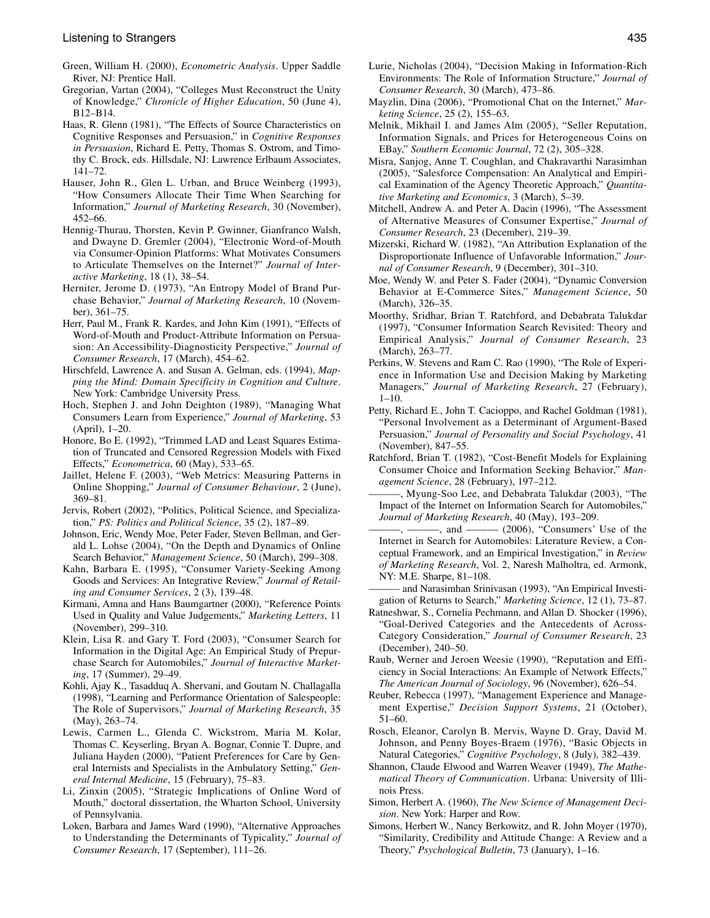Green, William H. (2000), *Econometric Analysis*. Upper Saddle River, NJ: Prentice Hall.

Gregorian, Vartan (2004), "Colleges Must Reconstruct the Unity of Knowledge," *Chronicle of Higher Education*, 50 (June 4), B12–B14.

Haas, R. Glenn (1981), "The Effects of Source Characteristics on Cognitive Responses and Persuasion," in *Cognitive Responses in Persuasion*, Richard E. Petty, Thomas S. Ostrom, and Timothy C. Brock, eds. Hillsdale, NJ: Lawrence Erlbaum Associates, 141–72.

Hauser, John R., Glen L. Urban, and Bruce Weinberg (1993), "How Consumers Allocate Their Time When Searching for Information," *Journal of Marketing Research*, 30 (November), 452–66.

Hennig-Thurau, Thorsten, Kevin P. Gwinner, Gianfranco Walsh, and Dwayne D. Gremler (2004), "Electronic Word-of-Mouth via Consumer-Opinion Platforms: What Motivates Consumers to Articulate Themselves on the Internet?" *Journal of Interactive Marketing*, 18 (1), 38–54.

Herniter, Jerome D. (1973), "An Entropy Model of Brand Purchase Behavior," *Journal of Marketing Research*, 10 (November), 361–75.

Herr, Paul M., Frank R. Kardes, and John Kim (1991), "Effects of Word-of-Mouth and Product-Attribute Information on Persuasion: An Accessibility-Diagnosticity Perspective," *Journal of Consumer Research*, 17 (March), 454–62.

Hirschfeld, Lawrence A. and Susan A. Gelman, eds. (1994), *Mapping the Mind: Domain Specificity in Cognition and Culture*. New York: Cambridge University Press.

Hoch, Stephen J. and John Deighton (1989), "Managing What Consumers Learn from Experience," *Journal of Marketing*, 53 (April), 1–20.

Honore, Bo E. (1992), "Trimmed LAD and Least Squares Estimation of Truncated and Censored Regression Models with Fixed Effects," *Econometrica*, 60 (May), 533–65.

Jaillet, Helene F. (2003), "Web Metrics: Measuring Patterns in Online Shopping," *Journal of Consumer Behaviour*, 2 (June), 369–81.

Jervis, Robert (2002), "Politics, Political Science, and Specialization," *PS: Politics and Political Science*, 35 (2), 187–89.

Johnson, Eric, Wendy Moe, Peter Fader, Steven Bellman, and Gerald L. Lohse (2004), "On the Depth and Dynamics of Online Search Behavior," *Management Science*, 50 (March), 299–308.

Kahn, Barbara E. (1995), "Consumer Variety-Seeking Among Goods and Services: An Integrative Review," *Journal of Retailing and Consumer Services*, 2 (3), 139–48.

Kirmani, Amna and Hans Baumgartner (2000), "Reference Points Used in Quality and Value Judgements," *Marketing Letters*, 11 (November), 299–310.

Klein, Lisa R. and Gary T. Ford (2003), "Consumer Search for Information in the Digital Age: An Empirical Study of Prepurchase Search for Automobiles," *Journal of Interactive Marketing*, 17 (Summer), 29–49.

Kohli, Ajay K., Tasadduq A. Shervani, and Goutam N. Challagalla (1998), "Learning and Performance Orientation of Salespeople: The Role of Supervisors," *Journal of Marketing Research*, 35 (May), 263–74.

Lewis, Carmen L., Glenda C. Wickstrom, Maria M. Kolar, Thomas C. Keyserling, Bryan A. Bognar, Connie T. Dupre, and Julianna Hayden (2000), "Patient Preferences for Care by General Internists and Specialists in the Ambulatory Setting," *General Internal Medicine*, 15 (February), 75–83.

Li, Zinxin (2005), "Strategic Implications of Online Word of Mouth," doctoral dissertation, the Wharton School, University of Pennsylvania.

Loken, Barbara and James Ward (1990), "Alternative Approaches to Understanding the Determinants of Typicality," *Journal of Consumer Research*, 17 (September), 111–26.

Lurie, Nicholas (2004), "Decision Making in Information-Rich Environments: The Role of Information Structure," *Journal of Consumer Research*, 30 (March), 473–86.

Mayzlin, Dina (2006), "Promotional Chat on the Internet," *Marketing Science*, 25 (2), 155–63.

Melnik, Mikhail I. and James Alm (2005), "Seller Reputation, Information Signals, and Prices for Heterogeneous Coins on EBay," *Southern Economic Journal*, 72 (2), 305–328.

Misra, Sanjog, Anne T. Coughlan, and Chakravarthi Narasimhan (2005), "Salesforce Compensation: An Analytical and Empirical Examination of the Agency Theoretic Approach," *Quantitative Marketing and Economics*, 3 (March), 5–39.

Mitchell, Andrew A. and Peter A. Dacin (1996), "The Assessment of Alternative Measures of Consumer Expertise," *Journal of Consumer Research*, 23 (December), 219–39.

Mizerski, Richard W. (1982), "An Attribution Explanation of the Disproportionate Influence of Unfavorable Information," *Journal of Consumer Research*, 9 (December), 301–310.

Moe, Wendy W. and Peter S. Fader (2004), "Dynamic Conversion Behavior at E-Commerce Sites," *Management Science*, 50 (March), 326–35.

Moorthy, Sridhar, Brian T. Ratchford, and Debabrata Talukdar (1997), "Consumer Information Search Revisited: Theory and Empirical Analysis," *Journal of Consumer Research*, 23 (March), 263–77.

Perkins, W. Stevens and Ram C. Rao (1990), "The Role of Experience in Information Use and Decision Making by Marketing Managers," *Journal of Marketing Research*, 27 (February), 1–10.

Petty, Richard E., John T. Cacioppo, and Rachel Goldman (1981), "Personal Involvement as a Determinant of Argument-Based Persuasion," *Journal of Personality and Social Psychology*, 41 (November), 847–55.

Ratchford, Brian T. (1982), "Cost-Benefit Models for Explaining Consumer Choice and Information Seeking Behavior," *Management Science*, 28 (February), 197–212.

———, Myung-Soo Lee, and Debabrata Talukdar (2003), "The Impact of the Internet on Information Search for Automobiles," *Journal of Marketing Research*, 40 (May), 193–209.

———, ———, and ——— (2006), "Consumers' Use of the Internet in Search for Automobiles: Literature Review, a Conceptual Framework, and an Empirical Investigation," in *Review of Marketing Research*, Vol. 2, Naresh Malholtra, ed. Armonk, NY: M.E. Sharpe, 81–108.

——— and Narasimhan Srinivasan (1993), "An Empirical Investigation of Returns to Search," *Marketing Science*, 12 (1), 73–87.

Ratneshwar, S., Cornelia Pechmann, and Allan D. Shocker (1996), "Goal-Derived Categories and the Antecedents of Across-Category Consideration," *Journal of Consumer Research*, 23 (December), 240–50.

Raub, Werner and Jeroen Weesie (1990), "Reputation and Efficiency in Social Interactions: An Example of Network Effects," *The American Journal of Sociology*, 96 (November), 626–54.

Reuber, Rebecca (1997), "Management Experience and Management Expertise," *Decision Support Systems*, 21 (October), 51–60.

Rosch, Eleanor, Carolyn B. Mervis, Wayne D. Gray, David M. Johnson, and Penny Boyes-Braem (1976), "Basic Objects in Natural Categories," *Cognitive Psychology*, 8 (July), 382–439.

Shannon, Claude Elwood and Warren Weaver (1949), *The Mathematical Theory of Communication*. Urbana: University of Illinois Press.

Simon, Herbert A. (1960), *The New Science of Management Decision*. New York: Harper and Row.

Simons, Herbert W., Nancy Berkowitz, and R. John Moyer (1970), "Similarity, Credibility and Attitude Change: A Review and a Theory," *Psychological Bulletin*, 73 (January), 1–16.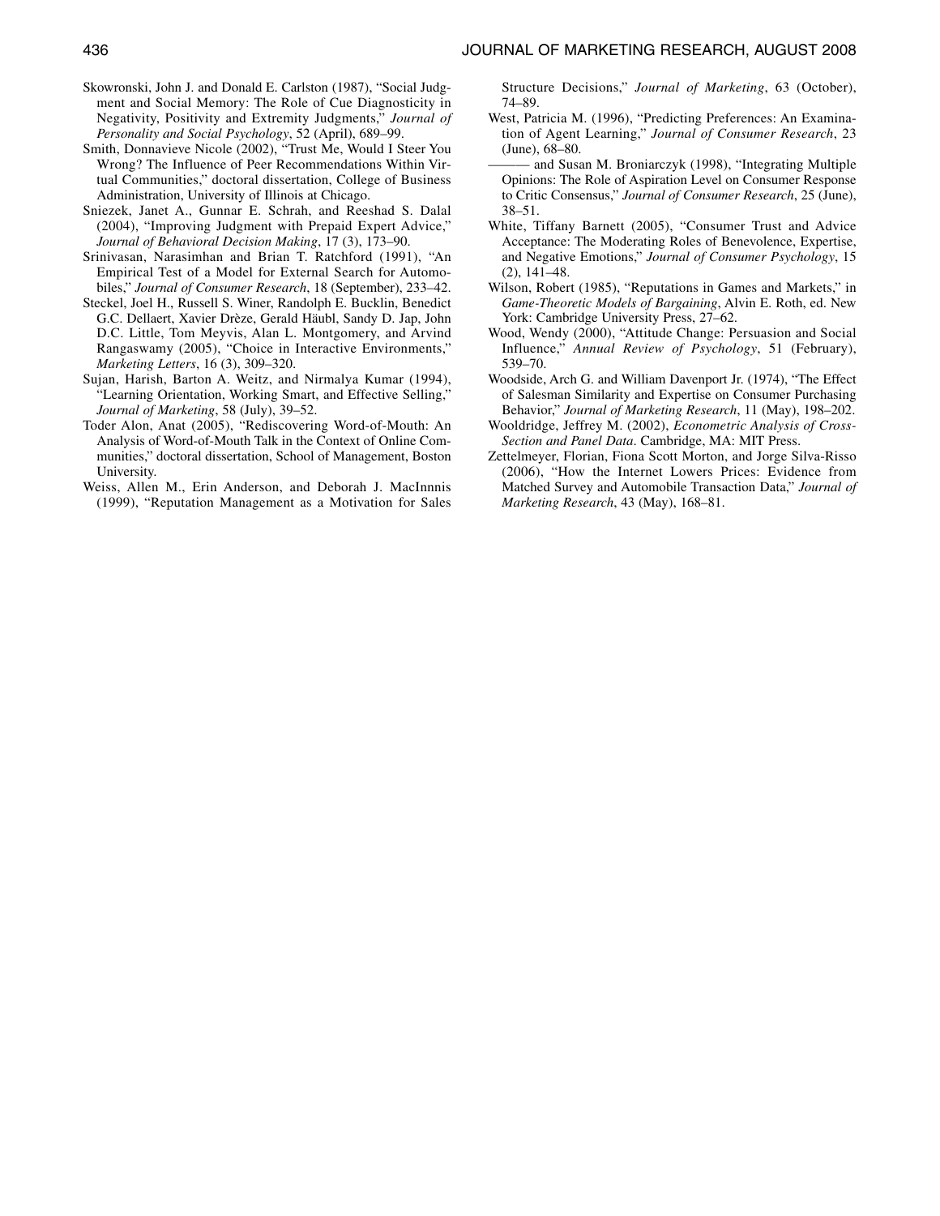Skowronski, John J. and Donald E. Carlston (1987), "Social Judgment and Social Memory: The Role of Cue Diagnosticity in Negativity, Positivity and Extremity Judgments," *Journal of Personality and Social Psychology*, 52 (April), 689–99.

Smith, Donnavieve Nicole (2002), "Trust Me, Would I Steer You Wrong? The Influence of Peer Recommendations Within Virtual Communities," doctoral dissertation, College of Business Administration, University of Illinois at Chicago.

Sniezek, Janet A., Gunnar E. Schrah, and Reeshad S. Dalal (2004), "Improving Judgment with Prepaid Expert Advice," *Journal of Behavioral Decision Making*, 17 (3), 173–90.

Srinivasan, Narasimhan and Brian T. Ratchford (1991), "An Empirical Test of a Model for External Search for Automobiles," *Journal of Consumer Research*, 18 (September), 233–42.

Steckel, Joel H., Russell S. Winer, Randolph E. Bucklin, Benedict G.C. Dellaert, Xavier Drèze, Gerald Häubl, Sandy D. Jap, John D.C. Little, Tom Meyvis, Alan L. Montgomery, and Arvind Rangaswamy (2005), "Choice in Interactive Environments," *Marketing Letters*, 16 (3), 309–320.

Sujan, Harish, Barton A. Weitz, and Nirmalya Kumar (1994), "Learning Orientation, Working Smart, and Effective Selling," *Journal of Marketing*, 58 (July), 39–52.

Toder Alon, Anat (2005), "Rediscovering Word-of-Mouth: An Analysis of Word-of-Mouth Talk in the Context of Online Communities," doctoral dissertation, School of Management, Boston University.

Weiss, Allen M., Erin Anderson, and Deborah J. MacInnnis (1999), "Reputation Management as a Motivation for Sales Structure Decisions," *Journal of Marketing*, 63 (October), 74–89.

West, Patricia M. (1996), "Predicting Preferences: An Examination of Agent Learning," *Journal of Consumer Research*, 23 (June), 68–80.

——— and Susan M. Broniarczyk (1998), "Integrating Multiple Opinions: The Role of Aspiration Level on Consumer Response to Critic Consensus," *Journal of Consumer Research*, 25 (June), 38–51.

White, Tiffany Barnett (2005), "Consumer Trust and Advice Acceptance: The Moderating Roles of Benevolence, Expertise, and Negative Emotions," *Journal of Consumer Psychology*, 15 (2), 141–48.

Wilson, Robert (1985), "Reputations in Games and Markets," in *Game-Theoretic Models of Bargaining*, Alvin E. Roth, ed. New York: Cambridge University Press, 27–62.

Wood, Wendy (2000), "Attitude Change: Persuasion and Social Influence," *Annual Review of Psychology*, 51 (February), 539–70.

Woodside, Arch G. and William Davenport Jr. (1974), "The Effect of Salesman Similarity and Expertise on Consumer Purchasing Behavior," *Journal of Marketing Research*, 11 (May), 198–202.

Wooldridge, Jeffrey M. (2002), *Econometric Analysis of Cross-Section and Panel Data*. Cambridge, MA: MIT Press.

Zettelmeyer, Florian, Fiona Scott Morton, and Jorge Silva-Risso (2006), "How the Internet Lowers Prices: Evidence from Matched Survey and Automobile Transaction Data," *Journal of Marketing Research*, 43 (May), 168–81.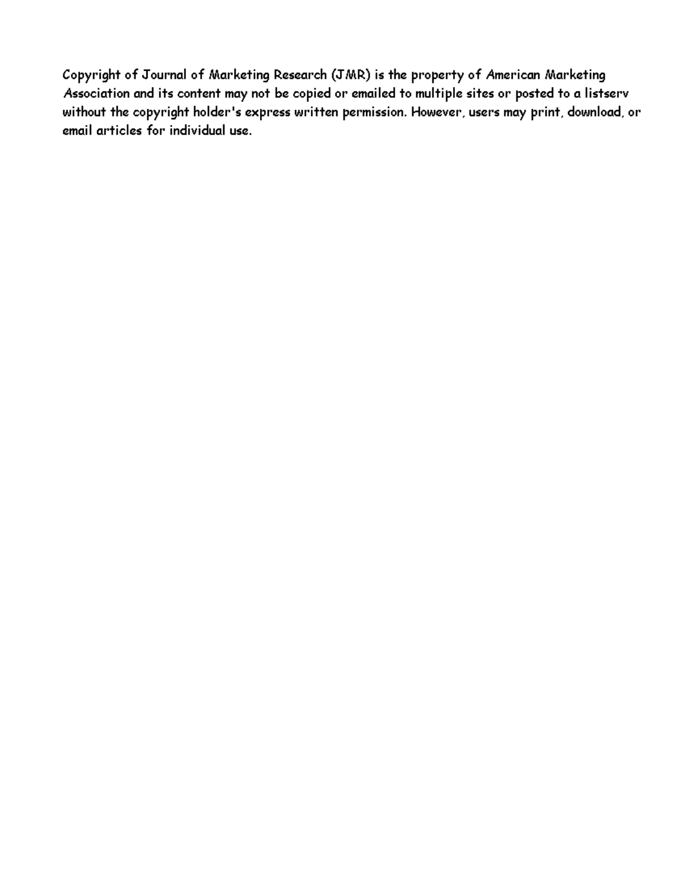Copyright of Journal of Marketing Research (JMR) is the property of American Marketing Association and its content may not be copied or emailed to multiple sites or posted to a listserv without the copyright holder's express written permission. However, users may print, download, or email articles for individual use.